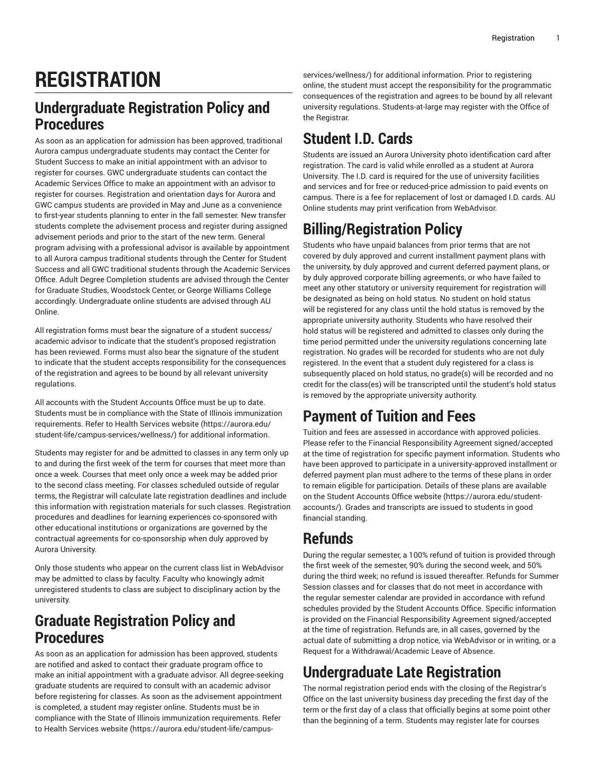# REGISTRATION

## Undergraduate Registration Policy and Procedures

As soon as an application for admission has been approved, traditional Aurora campus undergraduate students may contact the Center for Student Success to make an initial appointment with an advisor to register for courses. GWC undergraduate students can contact the Academic Services Office to make an appointment with an advisor to register for courses. Registration and orientation days for Aurora and GWC campus students are provided in May and June as a convenience to first-year students planning to enter in the fall semester. New transfer students complete the advisement process and register during assigned advisement periods and prior to the start of the new term. General program advising with a professional advisor is available by appointment to all Aurora campus traditional students through the Center for Student Success and all GWC traditional students through the Academic Services Office. Adult Degree Completion students are advised through the Center for Graduate Studies, Woodstock Center, or George Williams College accordingly. Undergraduate online students are advised through AU Online.

All registration forms must bear the signature of a student success/academic advisor to indicate that the student's proposed registration has been reviewed. Forms must also bear the signature of the student to indicate that the student accepts responsibility for the consequences of the registration and agrees to be bound by all relevant university regulations.

All accounts with the Student Accounts Office must be up to date. Students must be in compliance with the State of Illinois immunization requirements. Refer to Health Services website (https://aurora.edu/student-life/campus-services/wellness/) for additional information.

Students may register for and be admitted to classes in any term only up to and during the first week of the term for courses that meet more than once a week. Courses that meet only once a week may be added prior to the second class meeting. For classes scheduled outside of regular terms, the Registrar will calculate late registration deadlines and include this information with registration materials for such classes. Registration procedures and deadlines for learning experiences co-sponsored with other educational institutions or organizations are governed by the contractual agreements for co-sponsorship when duly approved by Aurora University.

Only those students who appear on the current class list in WebAdvisor may be admitted to class by faculty. Faculty who knowingly admit unregistered students to class are subject to disciplinary action by the university.

## Graduate Registration Policy and Procedures

As soon as an application for admission has been approved, students are notified and asked to contact their graduate program office to make an initial appointment with a graduate advisor. All degree-seeking graduate students are required to consult with an academic advisor before registering for classes. As soon as the advisement appointment is completed, a student may register online. Students must be in compliance with the State of Illinois immunization requirements. Refer to Health Services website (https://aurora.edu/student-life/campus-services/wellness/) for additional information. Prior to registering online, the student must accept the responsibility for the programmatic consequences of the registration and agrees to be bound by all relevant university regulations. Students-at-large may register with the Office of the Registrar.

## Student I.D. Cards

Students are issued an Aurora University photo identification card after registration. The card is valid while enrolled as a student at Aurora University. The I.D. card is required for the use of university facilities and services and for free or reduced-price admission to paid events on campus. There is a fee for replacement of lost or damaged I.D. cards. AU Online students may print verification from WebAdvisor.

## Billing/Registration Policy

Students who have unpaid balances from prior terms that are not covered by duly approved and current installment payment plans with the university, by duly approved and current deferred payment plans, or by duly approved corporate billing agreements, or who have failed to meet any other statutory or university requirement for registration will be designated as being on hold status. No student on hold status will be registered for any class until the hold status is removed by the appropriate university authority. Students who have resolved their hold status will be registered and admitted to classes only during the time period permitted under the university regulations concerning late registration. No grades will be recorded for students who are not duly registered. In the event that a student duly registered for a class is subsequently placed on hold status, no grade(s) will be recorded and no credit for the class(es) will be transcripted until the student's hold status is removed by the appropriate university authority.

## Payment of Tuition and Fees

Tuition and fees are assessed in accordance with approved policies. Please refer to the Financial Responsibility Agreement signed/accepted at the time of registration for specific payment information. Students who have been approved to participate in a university-approved installment or deferred payment plan must adhere to the terms of these plans in order to remain eligible for participation. Details of these plans are available on the Student Accounts Office website (https://aurora.edu/student-accounts/). Grades and transcripts are issued to students in good financial standing.

## Refunds

During the regular semester, a 100% refund of tuition is provided through the first week of the semester, 90% during the second week, and 50% during the third week; no refund is issued thereafter. Refunds for Summer Session classes and for classes that do not meet in accordance with the regular semester calendar are provided in accordance with refund schedules provided by the Student Accounts Office. Specific information is provided on the Financial Responsibility Agreement signed/accepted at the time of registration. Refunds are, in all cases, governed by the actual date of submitting a drop notice, via WebAdvisor or in writing, or a Request for a Withdrawal/Academic Leave of Absence.

## Undergraduate Late Registration

The normal registration period ends with the closing of the Registrar's Office on the last university business day preceding the first day of the term or the first day of a class that officially begins at some point other than the beginning of a term. Students may register late for courses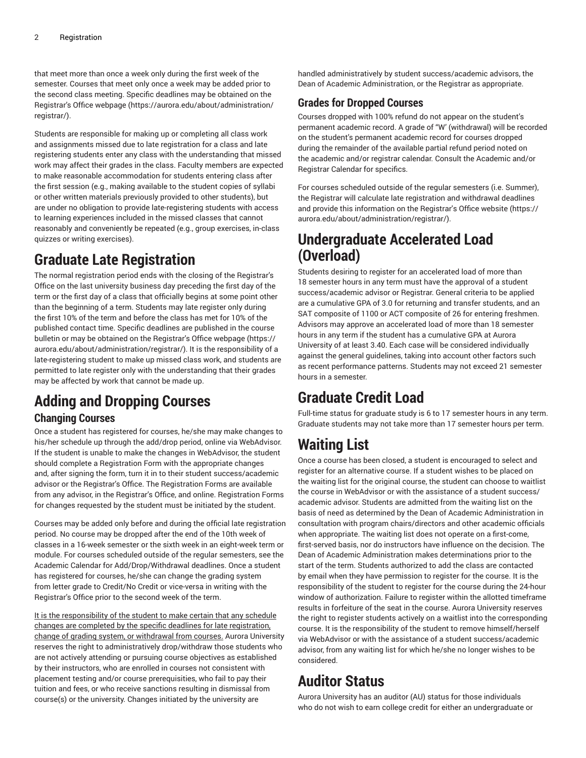that meet more than once a week only during the first week of the semester. Courses that meet only once a week may be added prior to the second class meeting. Specific deadlines may be obtained on the Registrar's Office webpage (https://aurora.edu/about/administration/registrar/).

Students are responsible for making up or completing all class work and assignments missed due to late registration for a class and late registering students enter any class with the understanding that missed work may affect their grades in the class. Faculty members are expected to make reasonable accommodation for students entering class after the first session (e.g., making available to the student copies of syllabi or other written materials previously provided to other students), but are under no obligation to provide late-registering students with access to learning experiences included in the missed classes that cannot reasonably and conveniently be repeated (e.g., group exercises, in-class quizzes or writing exercises).

# Graduate Late Registration

The normal registration period ends with the closing of the Registrar's Office on the last university business day preceding the first day of the term or the first day of a class that officially begins at some point other than the beginning of a term. Students may late register only during the first 10% of the term and before the class has met for 10% of the published contact time. Specific deadlines are published in the course bulletin or may be obtained on the Registrar's Office webpage (https://aurora.edu/about/administration/registrar/). It is the responsibility of a late-registering student to make up missed class work, and students are permitted to late register only with the understanding that their grades may be affected by work that cannot be made up.

# Adding and Dropping Courses

## Changing Courses

Once a student has registered for courses, he/she may make changes to his/her schedule up through the add/drop period, online via WebAdvisor. If the student is unable to make the changes in WebAdvisor, the student should complete a Registration Form with the appropriate changes and, after signing the form, turn it in to their student success/academic advisor or the Registrar's Office. The Registration Forms are available from any advisor, in the Registrar's Office, and online. Registration Forms for changes requested by the student must be initiated by the student.

Courses may be added only before and during the official late registration period. No course may be dropped after the end of the 10th week of classes in a 16-week semester or the sixth week in an eight-week term or module. For courses scheduled outside of the regular semesters, see the Academic Calendar for Add/Drop/Withdrawal deadlines. Once a student has registered for courses, he/she can change the grading system from letter grade to Credit/No Credit or vice-versa in writing with the Registrar's Office prior to the second week of the term.

<u>It is the responsibility of the student to make certain that any schedule changes are completed by the specific deadlines for late registration, change of grading system, or withdrawal from courses.</u> Aurora University reserves the right to administratively drop/withdraw those students who are not actively attending or pursuing course objectives as established by their instructors, who are enrolled in courses not consistent with placement testing and/or course prerequisites, who fail to pay their tuition and fees, or who receive sanctions resulting in dismissal from course(s) or the university. Changes initiated by the university are handled administratively by student success/academic advisors, the Dean of Academic Administration, or the Registrar as appropriate.

## Grades for Dropped Courses

Courses dropped with 100% refund do not appear on the student's permanent academic record. A grade of "W" (withdrawal) will be recorded on the student's permanent academic record for courses dropped during the remainder of the available partial refund period noted on the academic and/or registrar calendar. Consult the Academic and/or Registrar Calendar for specifics.

For courses scheduled outside of the regular semesters (i.e. Summer), the Registrar will calculate late registration and withdrawal deadlines and provide this information on the Registrar's Office website (https://aurora.edu/about/administration/registrar/).

# Undergraduate Accelerated Load (Overload)

Students desiring to register for an accelerated load of more than 18 semester hours in any term must have the approval of a student success/academic advisor or Registrar. General criteria to be applied are a cumulative GPA of 3.0 for returning and transfer students, and an SAT composite of 1100 or ACT composite of 26 for entering freshmen. Advisors may approve an accelerated load of more than 18 semester hours in any term if the student has a cumulative GPA at Aurora University of at least 3.40. Each case will be considered individually against the general guidelines, taking into account other factors such as recent performance patterns. Students may not exceed 21 semester hours in a semester.

# Graduate Credit Load

Full-time status for graduate study is 6 to 17 semester hours in any term. Graduate students may not take more than 17 semester hours per term.

# Waiting List

Once a course has been closed, a student is encouraged to select and register for an alternative course. If a student wishes to be placed on the waiting list for the original course, the student can choose to waitlist the course in WebAdvisor or with the assistance of a student success/academic advisor. Students are admitted from the waiting list on the basis of need as determined by the Dean of Academic Administration in consultation with program chairs/directors and other academic officials when appropriate. The waiting list does not operate on a first-come, first-served basis, nor do instructors have influence on the decision. The Dean of Academic Administration makes determinations prior to the start of the term. Students authorized to add the class are contacted by email when they have permission to register for the course. It is the responsibility of the student to register for the course during the 24-hour window of authorization. Failure to register within the allotted timeframe results in forfeiture of the seat in the course. Aurora University reserves the right to register students actively on a waitlist into the corresponding course. It is the responsibility of the student to remove himself/herself via WebAdvisor or with the assistance of a student success/academic advisor, from any waiting list for which he/she no longer wishes to be considered.

# Auditor Status

Aurora University has an auditor (AU) status for those individuals who do not wish to earn college credit for either an undergraduate or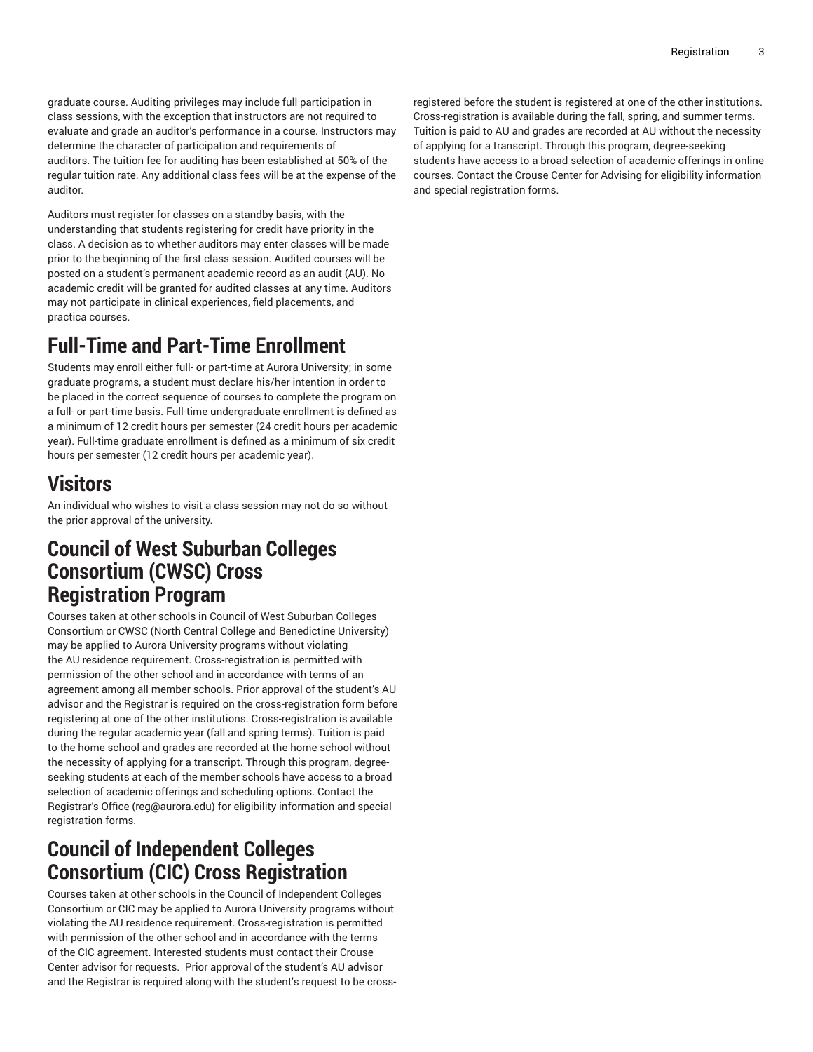graduate course. Auditing privileges may include full participation in class sessions, with the exception that instructors are not required to evaluate and grade an auditor's performance in a course. Instructors may determine the character of participation and requirements of auditors. The tuition fee for auditing has been established at 50% of the regular tuition rate. Any additional class fees will be at the expense of the auditor.

Auditors must register for classes on a standby basis, with the understanding that students registering for credit have priority in the class. A decision as to whether auditors may enter classes will be made prior to the beginning of the first class session. Audited courses will be posted on a student's permanent academic record as an audit (AU). No academic credit will be granted for audited classes at any time. Auditors may not participate in clinical experiences, field placements, and practica courses.

## Full-Time and Part-Time Enrollment

Students may enroll either full- or part-time at Aurora University; in some graduate programs, a student must declare his/her intention in order to be placed in the correct sequence of courses to complete the program on a full- or part-time basis. Full-time undergraduate enrollment is defined as a minimum of 12 credit hours per semester (24 credit hours per academic year). Full-time graduate enrollment is defined as a minimum of six credit hours per semester (12 credit hours per academic year).

## Visitors

An individual who wishes to visit a class session may not do so without the prior approval of the university.

## Council of West Suburban Colleges Consortium (CWSC) Cross Registration Program

Courses taken at other schools in Council of West Suburban Colleges Consortium or CWSC (North Central College and Benedictine University) may be applied to Aurora University programs without violating the AU residence requirement. Cross-registration is permitted with permission of the other school and in accordance with terms of an agreement among all member schools. Prior approval of the student's AU advisor and the Registrar is required on the cross-registration form before registering at one of the other institutions. Cross-registration is available during the regular academic year (fall and spring terms). Tuition is paid to the home school and grades are recorded at the home school without the necessity of applying for a transcript. Through this program, degree-seeking students at each of the member schools have access to a broad selection of academic offerings and scheduling options. Contact the Registrar's Office (reg@aurora.edu) for eligibility information and special registration forms.

## Council of Independent Colleges Consortium (CIC) Cross Registration

Courses taken at other schools in the Council of Independent Colleges Consortium or CIC may be applied to Aurora University programs without violating the AU residence requirement. Cross-registration is permitted with permission of the other school and in accordance with the terms of the CIC agreement. Interested students must contact their Crouse Center advisor for requests. Prior approval of the student's AU advisor and the Registrar is required along with the student's request to be cross-registered before the student is registered at one of the other institutions. Cross-registration is available during the fall, spring, and summer terms. Tuition is paid to AU and grades are recorded at AU without the necessity of applying for a transcript. Through this program, degree-seeking students have access to a broad selection of academic offerings in online courses. Contact the Crouse Center for Advising for eligibility information and special registration forms.